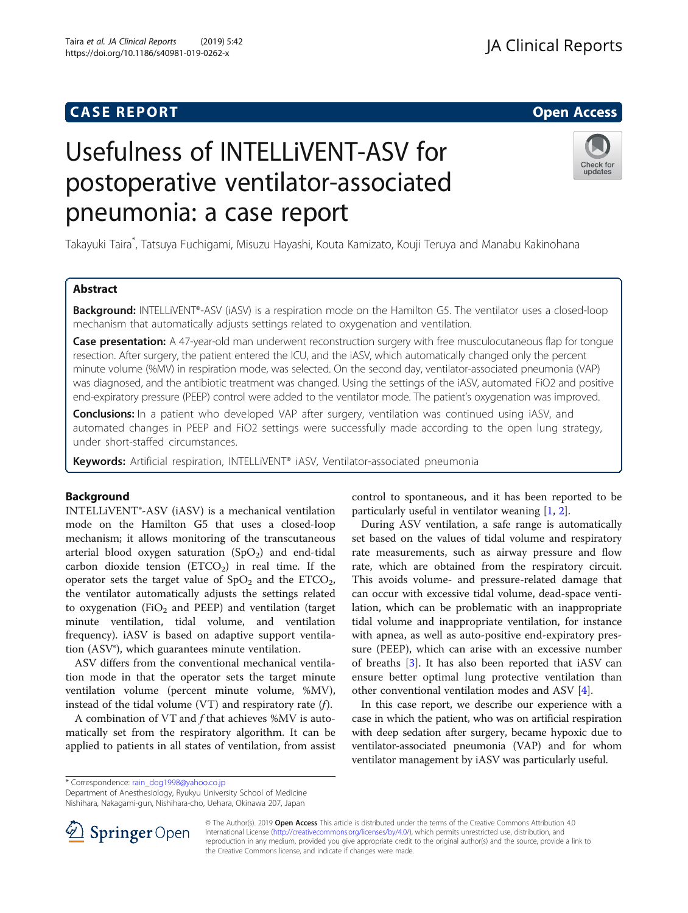CASE REPORT

Open Access

# Usefulness of INTELLiVENT®-ASV for postoperative ventilator-associated pneumonia: a case report

Takayuki Taira*, Tatsuya Fuchigami, Misuzu Hayashi, Kouta Kamizato, Kouji Teruya and Manabu Kakinohana

## Abstract

**Background:** INTELLiVENT®-ASV (iASV) is a respiration mode on the Hamilton G5. The ventilator uses a closed-loop mechanism that automatically adjusts settings related to oxygenation and ventilation.

**Case presentation:** A 47-year-old man underwent reconstruction surgery with free musculocutaneous flap for tongue resection. After surgery, the patient entered the ICU, and the iASV, which automatically changed only the percent minute volume (%MV) in respiration mode, was selected. On the second day, ventilator-associated pneumonia (VAP) was diagnosed, and the antibiotic treatment was changed. Using the settings of the iASV, automated FiO2 and positive end-expiratory pressure (PEEP) control were added to the ventilator mode. The patient's oxygenation was improved.

**Conclusions:** In a patient who developed VAP after surgery, ventilation was continued using iASV, and automated changes in PEEP and FiO2 settings were successfully made according to the open lung strategy, under short-staffed circumstances.

**Keywords:** Artificial respiration, INTELLiVENT® iASV, Ventilator-associated pneumonia

## Background

INTELLiVENT®-ASV (iASV) is a mechanical ventilation mode on the Hamilton G5 that uses a closed-loop mechanism; it allows monitoring of the transcutaneous arterial blood oxygen saturation ($SpO_2$) and end-tidal carbon dioxide tension ($ETCO_2$) in real time. If the operator sets the target value of $SpO_2$ and the $ETCO_2$, the ventilator automatically adjusts the settings related to oxygenation ($FiO_2$ and PEEP) and ventilation (target minute ventilation, tidal volume, and ventilation frequency). iASV is based on adaptive support ventilation (ASV®), which guarantees minute ventilation.

ASV differs from the conventional mechanical ventilation mode in that the operator sets the target minute ventilation volume (percent minute volume, %MV), instead of the tidal volume (VT) and respiratory rate (*f*).

A combination of VT and *f* that achieves %MV is automatically set from the respiratory algorithm. It can be applied to patients in all states of ventilation, from assist control to spontaneous, and it has been reported to be particularly useful in ventilator weaning [1, 2].

During ASV ventilation, a safe range is automatically set based on the values of tidal volume and respiratory rate measurements, such as airway pressure and flow rate, which are obtained from the respiratory circuit. This avoids volume- and pressure-related damage that can occur with excessive tidal volume, dead-space ventilation, which can be problematic with an inappropriate tidal volume and inappropriate ventilation, for instance with apnea, as well as auto-positive end-expiratory pressure (PEEP), which can arise with an excessive number of breaths [3]. It has also been reported that iASV can ensure better optimal lung protective ventilation than other conventional ventilation modes and ASV [4].

In this case report, we describe our experience with a case in which the patient, who was on artificial respiration with deep sedation after surgery, became hypoxic due to ventilator-associated pneumonia (VAP) and for whom ventilator management by iASV was particularly useful.

* Correspondence: rain_dog1998@yahoo.co.jp
Department of Anesthesiology, Ryukyu University School of Medicine Nishihara, Nakagami-gun, Nishihara-cho, Uehara, Okinawa 207, Japan

© The Author(s). 2019 **Open Access** This article is distributed under the terms of the Creative Commons Attribution 4.0 International License (http://creativecommons.org/licenses/by/4.0/), which permits unrestricted use, distribution, and reproduction in any medium, provided you give appropriate credit to the original author(s) and the source, provide a link to the Creative Commons license, and indicate if changes were made.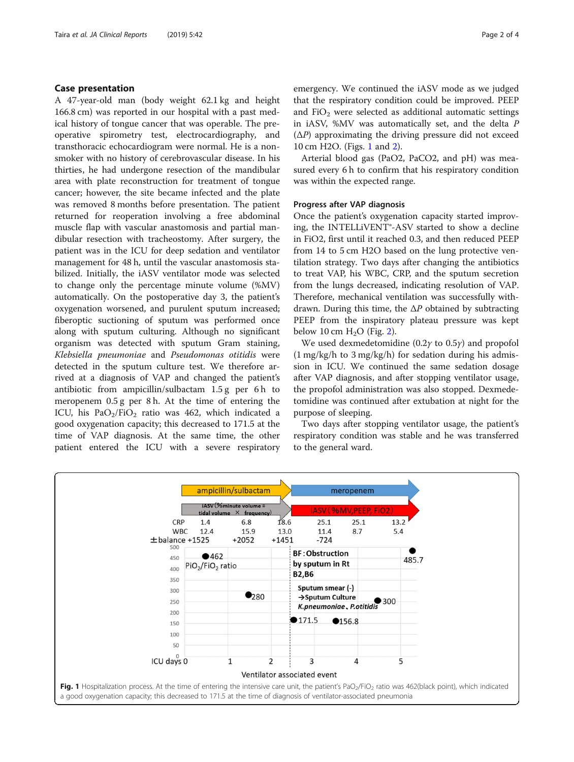## Case presentation

A 47-year-old man (body weight 62.1 kg and height 166.8 cm) was reported in our hospital with a past medical history of tongue cancer that was operable. The preoperative spirometry test, electrocardiography, and transthoracic echocardiogram were normal. He is a non-smoker with no history of cerebrovascular disease. In his thirties, he had undergone resection of the mandibular area with plate reconstruction for treatment of tongue cancer; however, the site became infected and the plate was removed 8 months before presentation. The patient returned for reoperation involving a free abdominal muscle flap with vascular anastomosis and partial mandibular resection with tracheostomy. After surgery, the patient was in the ICU for deep sedation and ventilator management for 48 h, until the vascular anastomosis stabilized. Initially, the iASV ventilator mode was selected to change only the percentage minute volume (%MV) automatically. On the postoperative day 3, the patient's oxygenation worsened, and purulent sputum increased; fiberoptic suctioning of sputum was performed once along with sputum culturing. Although no significant organism was detected with sputum Gram staining, *Klebsiella pneumoniae* and *Pseudomonas otitidis* were detected in the sputum culture test. We therefore arrived at a diagnosis of VAP and changed the patient's antibiotic from ampicillin/sulbactam 1.5 g per 6 h to meropenem 0.5 g per 8 h. At the time of entering the ICU, his $PaO_2/FiO_2$ ratio was 462, which indicated a good oxygenation capacity; this decreased to 171.5 at the time of VAP diagnosis. At the same time, the other patient entered the ICU with a severe respiratory emergency. We continued the iASV mode as we judged that the respiratory condition could be improved. PEEP and $FiO_2$ were selected as additional automatic settings in iASV, %MV was automatically set, and the delta $P$ ($\Delta P$) approximating the driving pressure did not exceed 10 cm H2O. (Figs. 1 and 2).

Arterial blood gas (PaO2, PaCO2, and pH) was measured every 6 h to confirm that his respiratory condition was within the expected range.

### Progress after VAP diagnosis

Once the patient's oxygenation capacity started improving, the INTELLiVENT®-ASV started to show a decline in FiO2, first until it reached 0.3, and then reduced PEEP from 14 to 5 cm H2O based on the lung protective ventilation strategy. Two days after changing the antibiotics to treat VAP, his WBC, CRP, and the sputum secretion from the lungs decreased, indicating resolution of VAP. Therefore, mechanical ventilation was successfully withdrawn. During this time, the $\Delta P$ obtained by subtracting PEEP from the inspiratory plateau pressure was kept below 10 cm $H_2O$ (Fig. 2).

We used dexmedetomidine (0.2γ to 0.5γ) and propofol (1 mg/kg/h to 3 mg/kg/h) for sedation during his admission in ICU. We continued the same sedation dosage after VAP diagnosis, and after stopping ventilator usage, the propofol administration was also stopped. Dexmedetomidine was continued after extubation at night for the purpose of sleeping.

Two days after stopping ventilator usage, the patient's respiratory condition was stable and he was transferred to the general ward.

**Fig. 1** Hospitalization process. At the time of entering the intensive care unit, the patient's $PaO_2/FiO_2$ ratio was 462(black point), which indicated a good oxygenation capacity; this decreased to 171.5 at the time of diagnosis of ventilator-associated pneumonia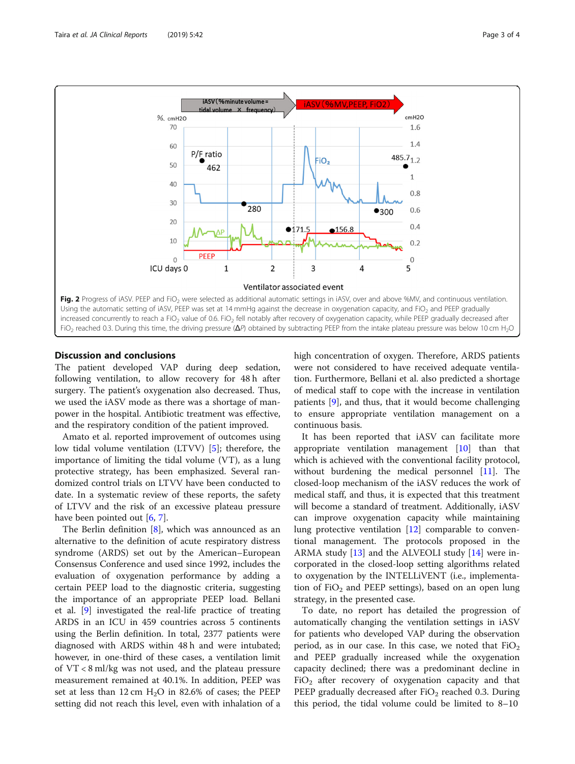**Fig. 2** Progress of iASV. PEEP and $FiO_2$ were selected as additional automatic settings in iASV, over and above %MV, and continuous ventilation. Using the automatic setting of iASV, PEEP was set at 14 mmHg against the decrease in oxygenation capacity, and $FiO_2$ and PEEP gradually increased concurrently to reach a $FiO_2$ value of 0.6. $FiO_2$ fell notably after recovery of oxygenation capacity, while PEEP gradually decreased after $FiO_2$ reached 0.3. During this time, the driving pressure (Δ*P*) obtained by subtracting PEEP from the intake plateau pressure was below 10 cm $H_2O$

## Discussion and conclusions

The patient developed VAP during deep sedation, following ventilation, to allow recovery for 48 h after surgery. The patient's oxygenation also decreased. Thus, we used the iASV mode as there was a shortage of manpower in the hospital. Antibiotic treatment was effective, and the respiratory condition of the patient improved.

Amato et al. reported improvement of outcomes using low tidal volume ventilation (LTVV) [5]; therefore, the importance of limiting the tidal volume (VT), as a lung protective strategy, has been emphasized. Several randomized control trials on LTVV have been conducted to date. In a systematic review of these reports, the safety of LTVV and the risk of an excessive plateau pressure have been pointed out [6, 7].

The Berlin definition [8], which was announced as an alternative to the definition of acute respiratory distress syndrome (ARDS) set out by the American–European Consensus Conference and used since 1992, includes the evaluation of oxygenation performance by adding a certain PEEP load to the diagnostic criteria, suggesting the importance of an appropriate PEEP load. Bellani et al. [9] investigated the real-life practice of treating ARDS in an ICU in 459 countries across 5 continents using the Berlin definition. In total, 2377 patients were diagnosed with ARDS within 48 h and were intubated; however, in one-third of these cases, a ventilation limit of VT < 8 ml/kg was not used, and the plateau pressure measurement remained at 40.1%. In addition, PEEP was set at less than 12 cm $H_2O$ in 82.6% of cases; the PEEP setting did not reach this level, even with inhalation of a high concentration of oxygen. Therefore, ARDS patients were not considered to have received adequate ventilation. Furthermore, Bellani et al. also predicted a shortage of medical staff to cope with the increase in ventilation patients [9], and thus, that it would become challenging to ensure appropriate ventilation management on a continuous basis.

It has been reported that iASV can facilitate more appropriate ventilation management [10] than that which is achieved with the conventional facility protocol, without burdening the medical personnel [11]. The closed-loop mechanism of the iASV reduces the work of medical staff, and thus, it is expected that this treatment will become a standard of treatment. Additionally, iASV can improve oxygenation capacity while maintaining lung protective ventilation [12] comparable to conventional management. The protocols proposed in the ARMA study [13] and the ALVEOLI study [14] were incorporated in the closed-loop setting algorithms related to oxygenation by the INTELLiVENT (i.e., implementation of $FiO_2$ and PEEP settings), based on an open lung strategy, in the presented case.

To date, no report has detailed the progression of automatically changing the ventilation settings in iASV for patients who developed VAP during the observation period, as in our case. In this case, we noted that $FiO_2$ and PEEP gradually increased while the oxygenation capacity declined; there was a predominant decline in $FiO_2$ after recovery of oxygenation capacity and that PEEP gradually decreased after $FiO_2$ reached 0.3. During this period, the tidal volume could be limited to 8–10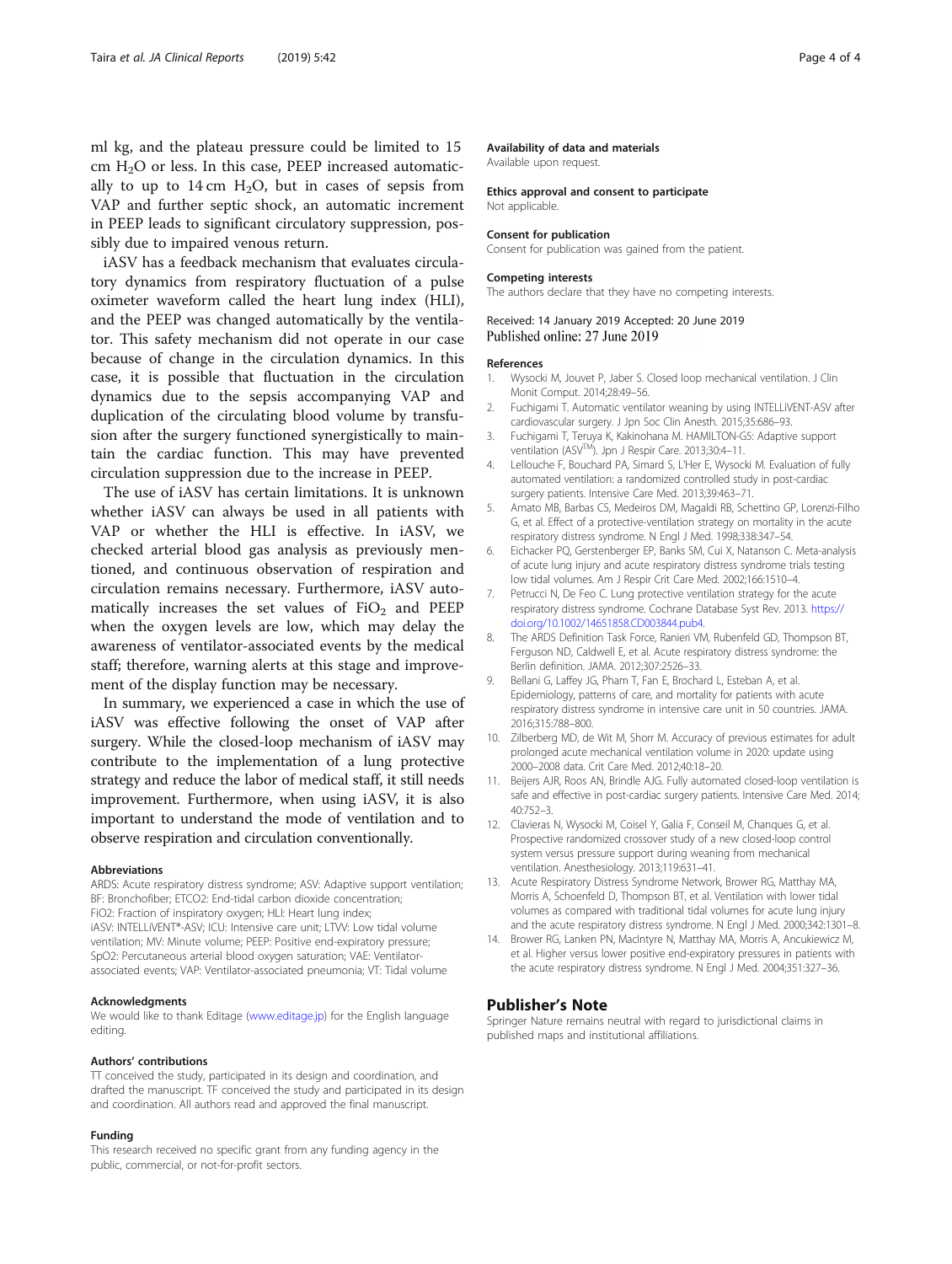ml kg, and the plateau pressure could be limited to 15 cm $H_2O$ or less. In this case, PEEP increased automatically to up to 14 cm $H_2O$, but in cases of sepsis from VAP and further septic shock, an automatic increment in PEEP leads to significant circulatory suppression, possibly due to impaired venous return.

iASV has a feedback mechanism that evaluates circulatory dynamics from respiratory fluctuation of a pulse oximeter waveform called the heart lung index (HLI), and the PEEP was changed automatically by the ventilator. This safety mechanism did not operate in our case because of change in the circulation dynamics. In this case, it is possible that fluctuation in the circulation dynamics due to the sepsis accompanying VAP and duplication of the circulating blood volume by transfusion after the surgery functioned synergistically to maintain the cardiac function. This may have prevented circulation suppression due to the increase in PEEP.

The use of iASV has certain limitations. It is unknown whether iASV can always be used in all patients with VAP or whether the HLI is effective. In iASV, we checked arterial blood gas analysis as previously mentioned, and continuous observation of respiration and circulation remains necessary. Furthermore, iASV automatically increases the set values of $FiO_2$ and PEEP when the oxygen levels are low, which may delay the awareness of ventilator-associated events by the medical staff; therefore, warning alerts at this stage and improvement of the display function may be necessary.

In summary, we experienced a case in which the use of iASV was effective following the onset of VAP after surgery. While the closed-loop mechanism of iASV may contribute to the implementation of a lung protective strategy and reduce the labor of medical staff, it still needs improvement. Furthermore, when using iASV, it is also important to understand the mode of ventilation and to observe respiration and circulation conventionally.

#### Abbreviations

ARDS: Acute respiratory distress syndrome; ASV: Adaptive support ventilation; BF: Bronchofiber; ETCO2: End-tidal carbon dioxide concentration; FiO2: Fraction of inspiratory oxygen; HLI: Heart lung index; iASV: INTELLiVENT®-ASV; ICU: Intensive care unit; LTVV: Low tidal volume ventilation; MV: Minute volume; PEEP: Positive end-expiratory pressure; SpO2: Percutaneous arterial blood oxygen saturation; VAE: Ventilator-associated events; VAP: Ventilator-associated pneumonia; VT: Tidal volume

#### Acknowledgments

We would like to thank Editage (www.editage.jp) for the English language editing.

#### Authors' contributions

TT conceived the study, participated in its design and coordination, and drafted the manuscript. TF conceived the study and participated in its design and coordination. All authors read and approved the final manuscript.

#### Funding

This research received no specific grant from any funding agency in the public, commercial, or not-for-profit sectors.

#### Availability of data and materials

Available upon request.

#### Ethics approval and consent to participate

Not applicable.

#### Consent for publication

Consent for publication was gained from the patient.

#### Competing interests

The authors declare that they have no competing interests.

Received: 14 January 2019 Accepted: 20 June 2019
Published online: 27 June 2019

#### References

1. Wysocki M, Jouvet P, Jaber S. Closed loop mechanical ventilation. J Clin Monit Comput. 2014;28:49–56.
2. Fuchigami T. Automatic ventilator weaning by using INTELLiVENT-ASV after cardiovascular surgery. J Jpn Soc Clin Anesth. 2015;35:686–93.
3. Fuchigami T, Teruya K, Kakinohana M. HAMILTON-G5: Adaptive support ventilation (ASV[TM]). Jpn J Respir Care. 2013;30:4–11.
4. Lellouche F, Bouchard PA, Simard S, L'Her E, Wysocki M. Evaluation of fully automated ventilation: a randomized controlled study in post-cardiac surgery patients. Intensive Care Med. 2013;39:463–71.
5. Amato MB, Barbas CS, Medeiros DM, Magaldi RB, Schettino GP, Lorenzi-Filho G, et al. Effect of a protective-ventilation strategy on mortality in the acute respiratory distress syndrome. N Engl J Med. 1998;338:347–54.
6. Eichacker PQ, Gerstenberger EP, Banks SM, Cui X, Natanson C. Meta-analysis of acute lung injury and acute respiratory distress syndrome trials testing low tidal volumes. Am J Respir Crit Care Med. 2002;166:1510–4.
7. Petrucci N, De Feo C. Lung protective ventilation strategy for the acute respiratory distress syndrome. Cochrane Database Syst Rev. 2013. https://doi.org/10.1002/14651858.CD003844.pub4.
8. The ARDS Definition Task Force, Ranieri VM, Rubenfeld GD, Thompson BT, Ferguson ND, Caldwell E, et al. Acute respiratory distress syndrome: the Berlin definition. JAMA. 2012;307:2526–33.
9. Bellani G, Laffey JG, Pham T, Fan E, Brochard L, Esteban A, et al. Epidemiology, patterns of care, and mortality for patients with acute respiratory distress syndrome in intensive care unit in 50 countries. JAMA. 2016;315:788–800.
10. Zilberberg MD, de Wit M, Shorr M. Accuracy of previous estimates for adult prolonged acute mechanical ventilation volume in 2020: update using 2000–2008 data. Crit Care Med. 2012;40:18–20.
11. Beijers AJR, Roos AN, Brindle AJG. Fully automated closed-loop ventilation is safe and effective in post-cardiac surgery patients. Intensive Care Med. 2014;40:752–3.
12. Clavieras N, Wysocki M, Coisel Y, Galia F, Conseil M, Chanques G, et al. Prospective randomized crossover study of a new closed-loop control system versus pressure support during weaning from mechanical ventilation. Anesthesiology. 2013;119:631–41.
13. Acute Respiratory Distress Syndrome Network, Brower RG, Matthay MA, Morris A, Schoenfeld D, Thompson BT, et al. Ventilation with lower tidal volumes as compared with traditional tidal volumes for acute lung injury and the acute respiratory distress syndrome. N Engl J Med. 2000;342:1301–8.
14. Brower RG, Lanken PN, MacIntyre N, Matthay MA, Morris A, Ancukiewicz M, et al. Higher versus lower positive end-expiratory pressures in patients with the acute respiratory distress syndrome. N Engl J Med. 2004;351:327–36.

## Publisher's Note

Springer Nature remains neutral with regard to jurisdictional claims in published maps and institutional affiliations.